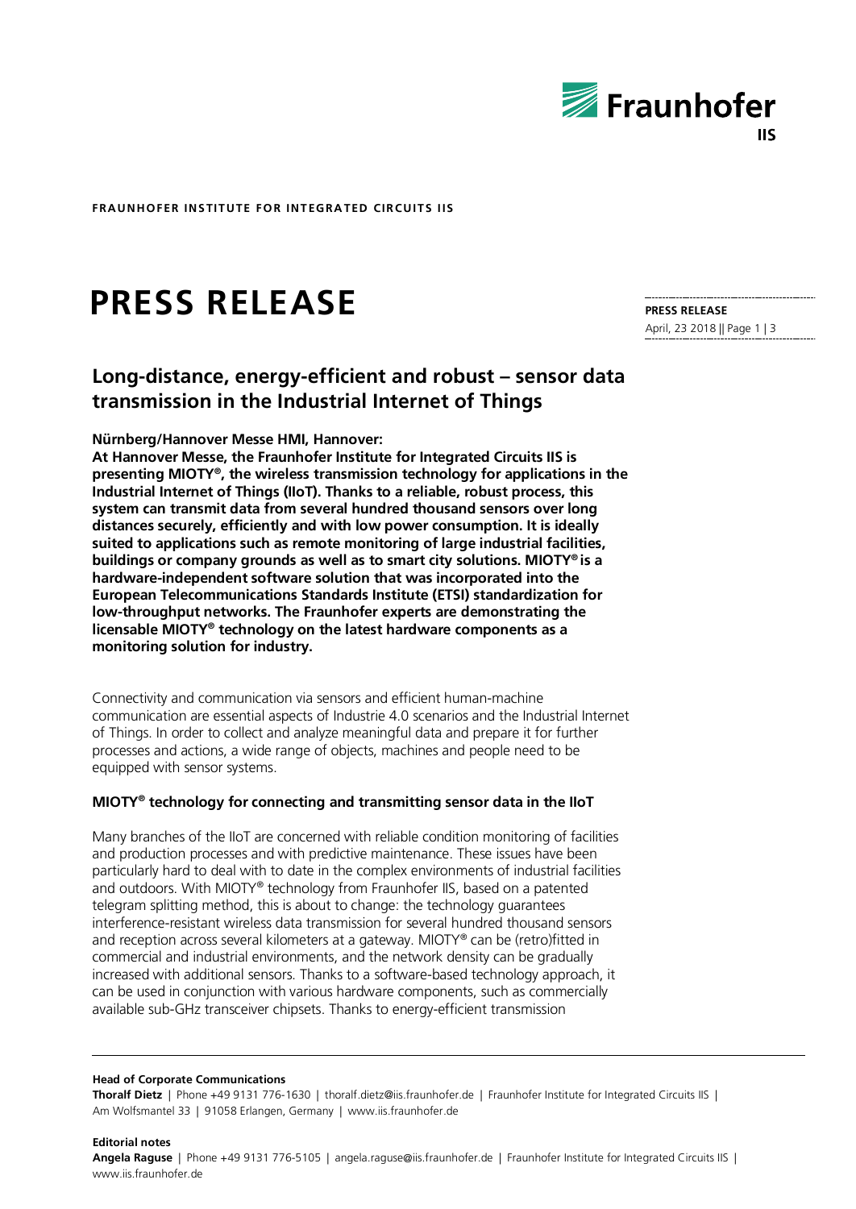**FRAUNHOFER INSTITUTE FOR INTEGRATED CIRCUITS IIS**

# PRESS RELEASE

**PRESS RELEASE**
April, 23 2018

## Long-distance, energy-efficient and robust – sensor data transmission in the Industrial Internet of Things

**Nürnberg/Hannover Messe HMI, Hannover:**
**At Hannover Messe, the Fraunhofer Institute for Integrated Circuits IIS is presenting MIOTY®, the wireless transmission technology for applications in the Industrial Internet of Things (IIoT). Thanks to a reliable, robust process, this system can transmit data from several hundred thousand sensors over long distances securely, efficiently and with low power consumption. It is ideally suited to applications such as remote monitoring of large industrial facilities, buildings or company grounds as well as to smart city solutions. MIOTY® is a hardware-independent software solution that was incorporated into the European Telecommunications Standards Institute (ETSI) standardization for low-throughput networks. The Fraunhofer experts are demonstrating the licensable MIOTY® technology on the latest hardware components as a monitoring solution for industry.**

Connectivity and communication via sensors and efficient human-machine communication are essential aspects of Industrie 4.0 scenarios and the Industrial Internet of Things. In order to collect and analyze meaningful data and prepare it for further processes and actions, a wide range of objects, machines and people need to be equipped with sensor systems.

### MIOTY® technology for connecting and transmitting sensor data in the IIoT

Many branches of the IIoT are concerned with reliable condition monitoring of facilities and production processes and with predictive maintenance. These issues have been particularly hard to deal with to date in the complex environments of industrial facilities and outdoors. With MIOTY® technology from Fraunhofer IIS, based on a patented telegram splitting method, this is about to change: the technology guarantees interference-resistant wireless data transmission for several hundred thousand sensors and reception across several kilometers at a gateway. MIOTY® can be (retro)fitted in commercial and industrial environments, and the network density can be gradually increased with additional sensors. Thanks to a software-based technology approach, it can be used in conjunction with various hardware components, such as commercially available sub-GHz transceiver chipsets. Thanks to energy-efficient transmission

**Head of Corporate Communications**
**Thoralf Dietz** | Phone +49 9131 776-1630 | thoralf.dietz@iis.fraunhofer.de | Fraunhofer Institute for Integrated Circuits IIS | Am Wolfsmantel 33 | 91058 Erlangen, Germany | www.iis.fraunhofer.de

**Editorial notes**
**Angela Raguse** | Phone +49 9131 776-5105 | angela.raguse@iis.fraunhofer.de | Fraunhofer Institute for Integrated Circuits IIS | www.iis.fraunhofer.de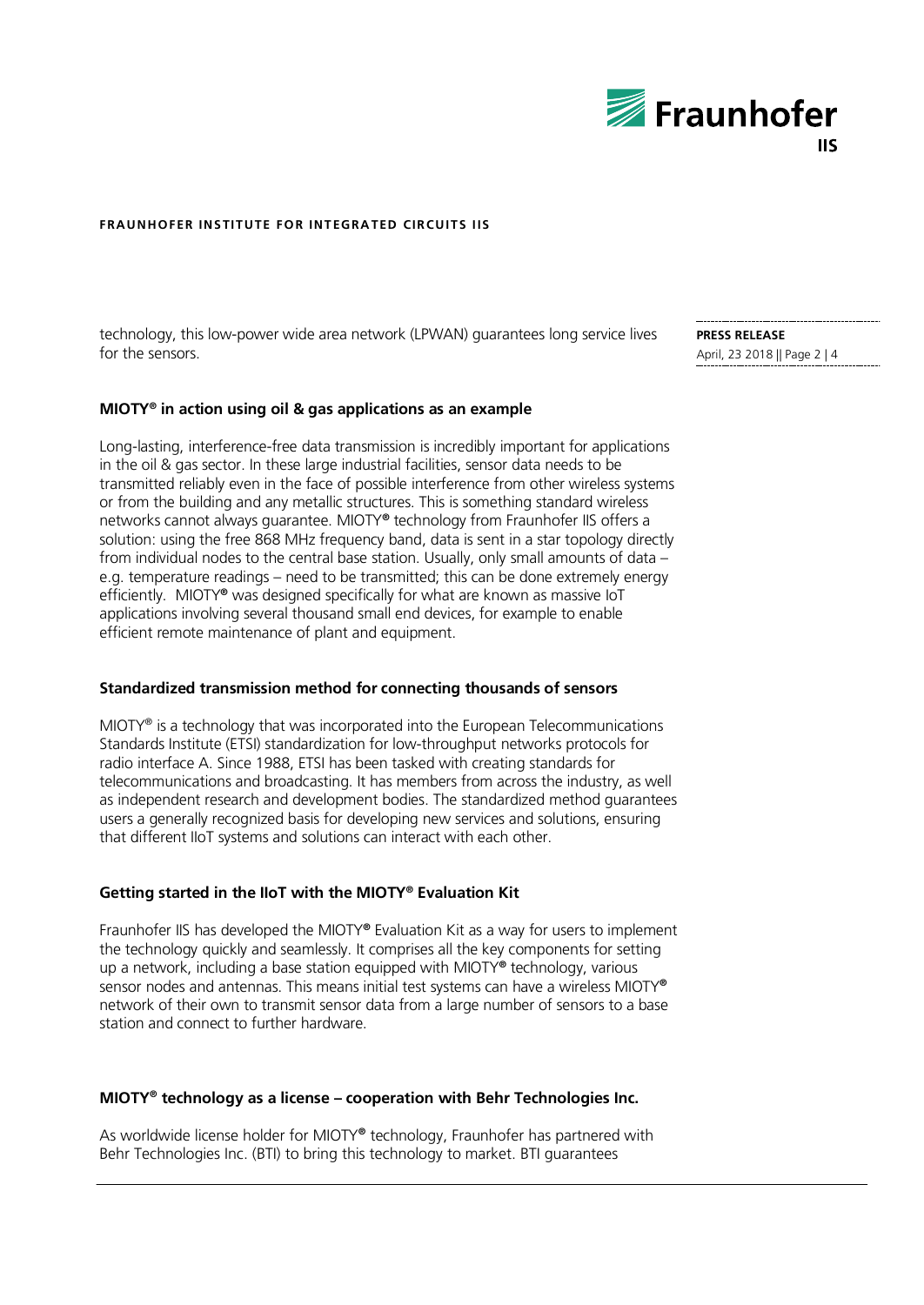technology, this low-power wide area network (LPWAN) guarantees long service lives for the sensors.

### MIOTY® in action using oil & gas applications as an example

Long-lasting, interference-free data transmission is incredibly important for applications in the oil & gas sector. In these large industrial facilities, sensor data needs to be transmitted reliably even in the face of possible interference from other wireless systems or from the building and any metallic structures. This is something standard wireless networks cannot always guarantee. MIOTY® technology from Fraunhofer IIS offers a solution: using the free 868 MHz frequency band, data is sent in a star topology directly from individual nodes to the central base station. Usually, only small amounts of data – e.g. temperature readings – need to be transmitted; this can be done extremely energy efficiently. MIOTY® was designed specifically for what are known as massive IoT applications involving several thousand small end devices, for example to enable efficient remote maintenance of plant and equipment.

### Standardized transmission method for connecting thousands of sensors

MIOTY® is a technology that was incorporated into the European Telecommunications Standards Institute (ETSI) standardization for low-throughput networks protocols for radio interface A. Since 1988, ETSI has been tasked with creating standards for telecommunications and broadcasting. It has members from across the industry, as well as independent research and development bodies. The standardized method guarantees users a generally recognized basis for developing new services and solutions, ensuring that different IIoT systems and solutions can interact with each other.

### Getting started in the IIoT with the MIOTY® Evaluation Kit

Fraunhofer IIS has developed the MIOTY® Evaluation Kit as a way for users to implement the technology quickly and seamlessly. It comprises all the key components for setting up a network, including a base station equipped with MIOTY® technology, various sensor nodes and antennas. This means initial test systems can have a wireless MIOTY® network of their own to transmit sensor data from a large number of sensors to a base station and connect to further hardware.

### MIOTY® technology as a license – cooperation with Behr Technologies Inc.

As worldwide license holder for MIOTY® technology, Fraunhofer has partnered with Behr Technologies Inc. (BTI) to bring this technology to market. BTI guarantees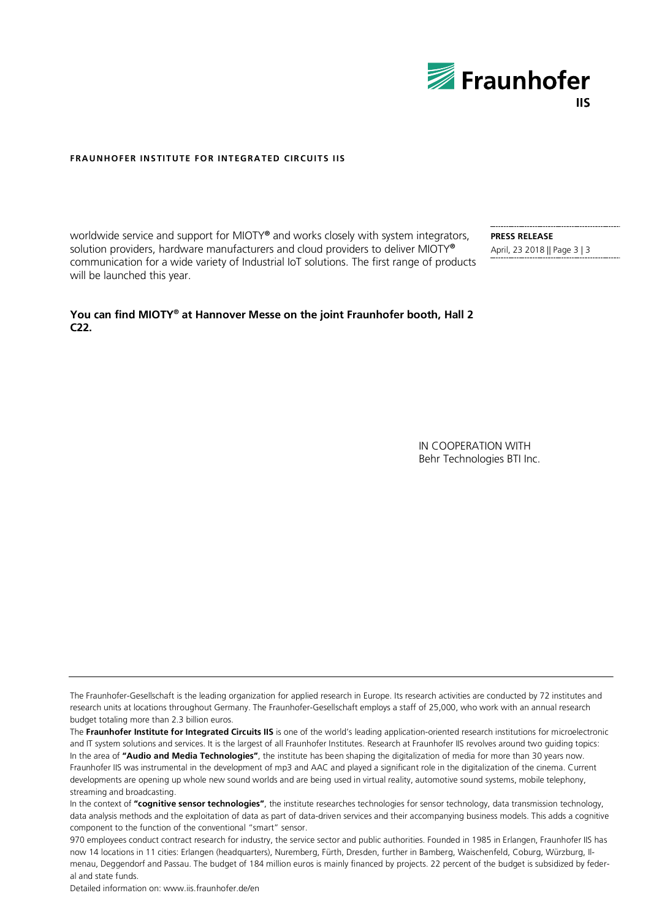worldwide service and support for MIOTY® and works closely with system integrators, solution providers, hardware manufacturers and cloud providers to deliver MIOTY® communication for a wide variety of Industrial IoT solutions. The first range of products will be launched this year.

**You can find MIOTY® at Hannover Messe on the joint Fraunhofer booth, Hall 2 C22.**

IN COOPERATION WITH
Behr Technologies BTI Inc.

---

The Fraunhofer-Gesellschaft is the leading organization for applied research in Europe. Its research activities are conducted by 72 institutes and research units at locations throughout Germany. The Fraunhofer-Gesellschaft employs a staff of 25,000, who work with an annual research budget totaling more than 2.3 billion euros.

The **Fraunhofer Institute for Integrated Circuits IIS** is one of the world's leading application-oriented research institutions for microelectronic and IT system solutions and services. It is the largest of all Fraunhofer Institutes. Research at Fraunhofer IIS revolves around two guiding topics:
In the area of **"Audio and Media Technologies"**, the institute has been shaping the digitalization of media for more than 30 years now. Fraunhofer IIS was instrumental in the development of mp3 and AAC and played a significant role in the digitalization of the cinema. Current developments are opening up whole new sound worlds and are being used in virtual reality, automotive sound systems, mobile telephony, streaming and broadcasting.

In the context of **"cognitive sensor technologies"**, the institute researches technologies for sensor technology, data transmission technology, data analysis methods and the exploitation of data as part of data-driven services and their accompanying business models. This adds a cognitive component to the function of the conventional "smart" sensor.

970 employees conduct contract research for industry, the service sector and public authorities. Founded in 1985 in Erlangen, Fraunhofer IIS has now 14 locations in 11 cities: Erlangen (headquarters), Nuremberg, Fürth, Dresden, further in Bamberg, Waischenfeld, Coburg, Würzburg, Ilmenau, Deggendorf and Passau. The budget of 184 million euros is mainly financed by projects. 22 percent of the budget is subsidized by federal and state funds.

Detailed information on: www.iis.fraunhofer.de/en